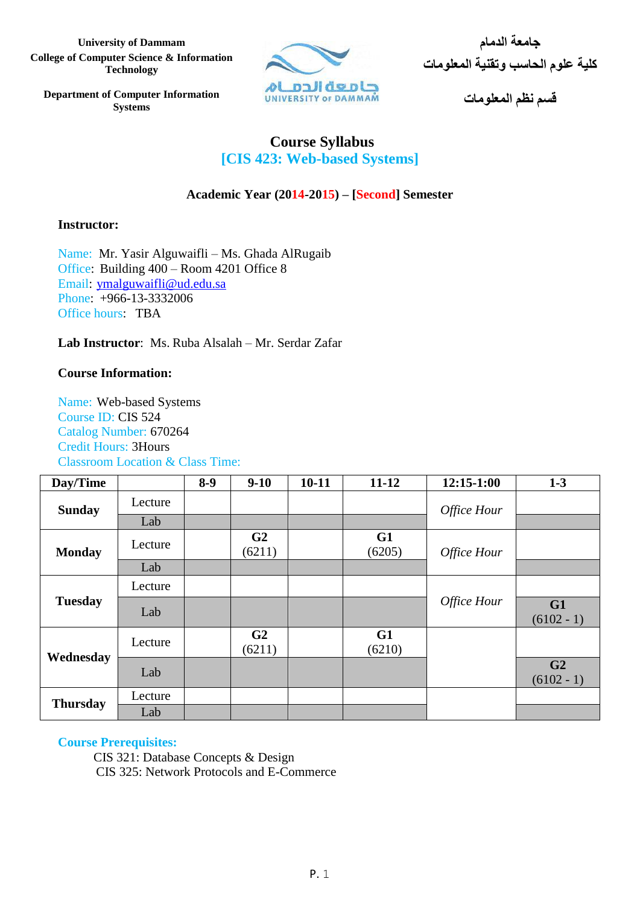University of Dammam
College of Computer Science & Information Technology

Department of Computer Information Systems

جامعة الدمام
كلية علوم الحاسب وتقنية المعلومات

قسم نظم المعلومات

# Course Syllabus

## [CIS 423: Web-based Systems]

**Academic Year (2014-2015) – [Second] Semester**

**Instructor:**

Name: Mr. Yasir Alguwaifli – Ms. Ghada AlRugaib
Office: Building 400 – Room 4201 Office 8
Email: ymalguwaifli@ud.edu.sa
Phone: +966-13-3332006
Office hours: TBA

**Lab Instructor**: Ms. Ruba Alsalah – Mr. Serdar Zafar

**Course Information:**

Name: Web-based Systems
Course ID: CIS 524
Catalog Number: 670264
Credit Hours: 3Hours
Classroom Location & Class Time:

| Day/Time | | 8-9 | 9-10 | 10-11 | 11-12 | 12:15-1:00 | 1-3 |
|---|---|---|---|---|---|---|---|
| **Sunday** | Lecture | | | | | *Office Hour* | |
| | Lab | | | | | | |
| **Monday** | Lecture | | **G2** (6211) | | **G1** (6205) | *Office Hour* | |
| | Lab | | | | | | |
| **Tuesday** | Lecture | | | | | *Office Hour* | |
| | Lab | | | | | | **G1** (6102 - 1) |
| **Wednesday** | Lecture | | **G2** (6211) | | **G1** (6210) | | |
| | Lab | | | | | | **G2** (6102 - 1) |
| **Thursday** | Lecture | | | | | | |
| | Lab | | | | | | |

**Course Prerequisites:**

CIS 321: Database Concepts & Design
CIS 325: Network Protocols and E-Commerce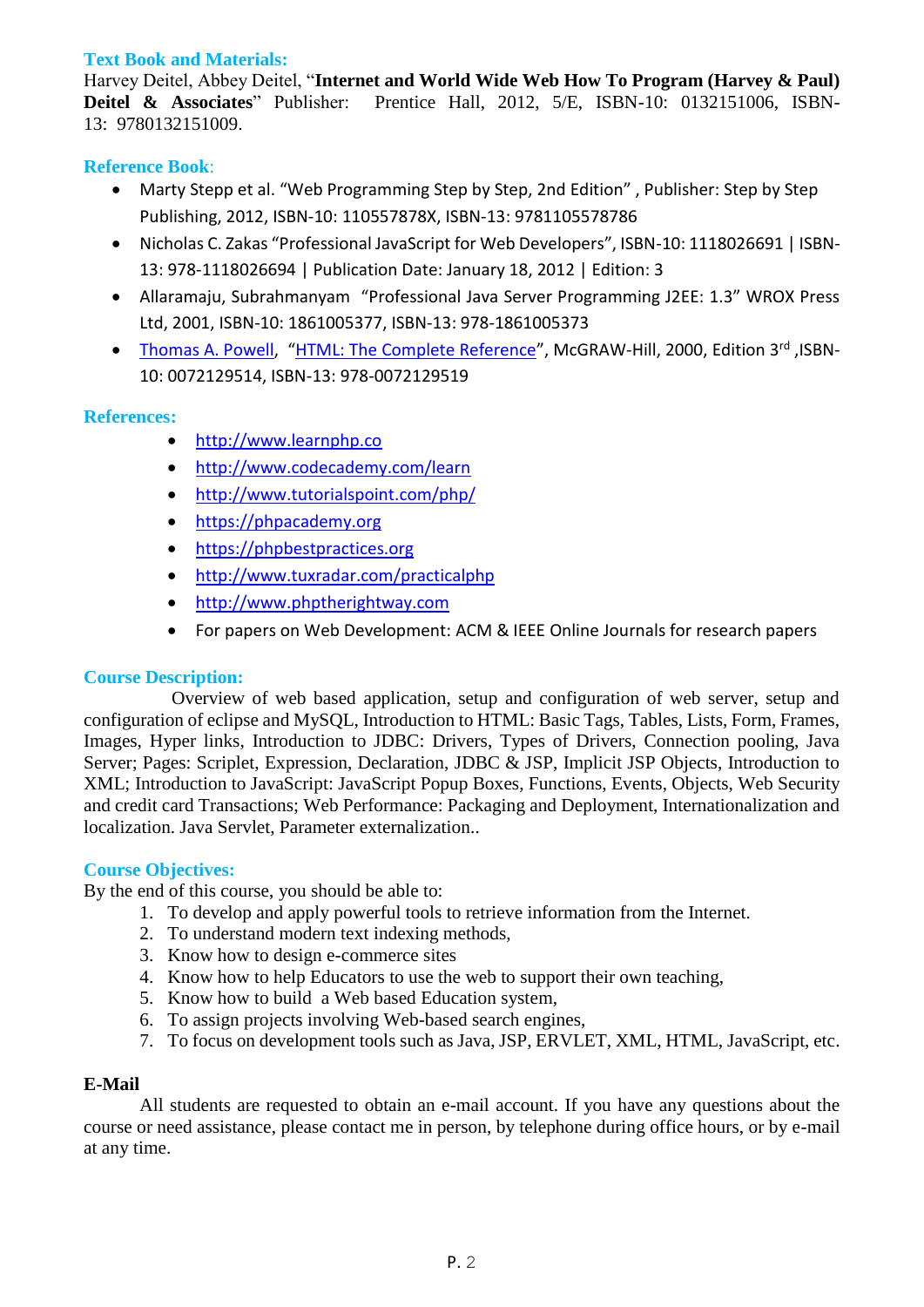### Text Book and Materials:

Harvey Deitel, Abbey Deitel, "**Internet and World Wide Web How To Program (Harvey & Paul) Deitel & Associates**" Publisher: Prentice Hall, 2012, 5/E, ISBN-10: 0132151006, ISBN-13: 9780132151009.

### Reference Book:

- Marty Stepp et al. "Web Programming Step by Step, 2nd Edition" , Publisher: Step by Step Publishing, 2012, ISBN-10: 110557878X, ISBN-13: 9781105578786
- Nicholas C. Zakas "Professional JavaScript for Web Developers", ISBN-10: 1118026691 | ISBN-13: 978-1118026694 | Publication Date: January 18, 2012 | Edition: 3
- Allaramaju, Subrahmanyam "Professional Java Server Programming J2EE: 1.3" WROX Press Ltd, 2001, ISBN-10: 1861005377, ISBN-13: 978-1861005373
- Thomas A. Powell, "HTML: The Complete Reference", McGRAW-Hill, 2000, Edition 3rd ,ISBN-10: 0072129514, ISBN-13: 978-0072129519

### References:

- http://www.learnphp.co
- http://www.codecademy.com/learn
- http://www.tutorialspoint.com/php/
- https://phpacademy.org
- https://phpbestpractices.org
- http://www.tuxradar.com/practicalphp
- http://www.phptherightway.com
- For papers on Web Development: ACM & IEEE Online Journals for research papers

### Course Description:

Overview of web based application, setup and configuration of web server, setup and configuration of eclipse and MySQL, Introduction to HTML: Basic Tags, Tables, Lists, Form, Frames, Images, Hyper links, Introduction to JDBC: Drivers, Types of Drivers, Connection pooling, Java Server; Pages: Scriplet, Expression, Declaration, JDBC & JSP, Implicit JSP Objects, Introduction to XML; Introduction to JavaScript: JavaScript Popup Boxes, Functions, Events, Objects, Web Security and credit card Transactions; Web Performance: Packaging and Deployment, Internationalization and localization. Java Servlet, Parameter externalization..

### Course Objectives:

By the end of this course, you should be able to:

1. To develop and apply powerful tools to retrieve information from the Internet.
2. To understand modern text indexing methods,
3. Know how to design e-commerce sites
4. Know how to help Educators to use the web to support their own teaching,
5. Know how to build a Web based Education system,
6. To assign projects involving Web-based search engines,
7. To focus on development tools such as Java, JSP, ERVLET, XML, HTML, JavaScript, etc.

### E-Mail

All students are requested to obtain an e-mail account. If you have any questions about the course or need assistance, please contact me in person, by telephone during office hours, or by e-mail at any time.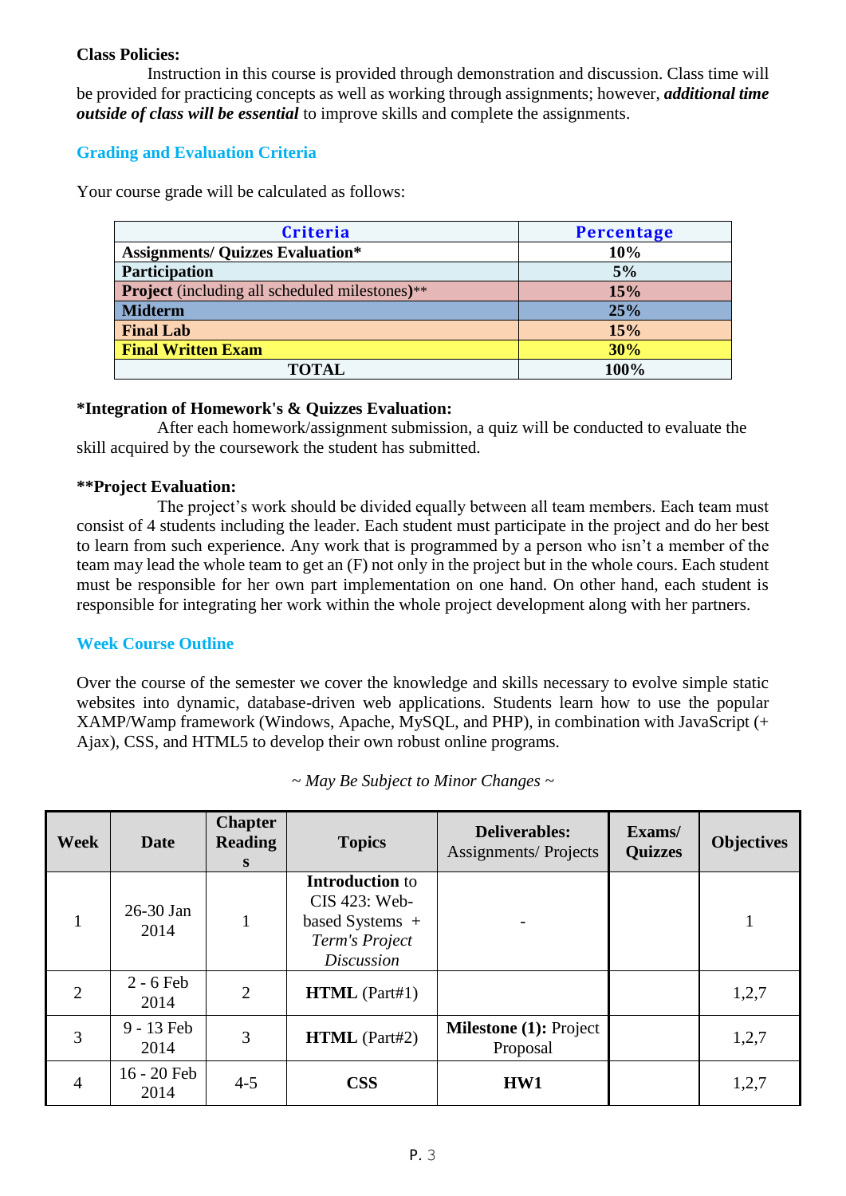**Class Policies:**
Instruction in this course is provided through demonstration and discussion. Class time will be provided for practicing concepts as well as working through assignments; however, ***additional time outside of class will be essential*** to improve skills and complete the assignments.

## Grading and Evaluation Criteria

Your course grade will be calculated as follows:

| Criteria | Percentage |
|---|---|
| **Assignments/ Quizzes Evaluation*** | **10%** |
| **Participation** | **5%** |
| **Project** (including all scheduled milestones)** | **15%** |
| **Midterm** | **25%** |
| **Final Lab** | **15%** |
| **Final Written Exam** | **30%** |
| **TOTAL** | **100%** |

**\*Integration of Homework's & Quizzes Evaluation:**
After each homework/assignment submission, a quiz will be conducted to evaluate the skill acquired by the coursework the student has submitted.

**\*\*Project Evaluation:**
The project's work should be divided equally between all team members. Each team must consist of 4 students including the leader. Each student must participate in the project and do her best to learn from such experience. Any work that is programmed by a person who isn't a member of the team may lead the whole team to get an (F) not only in the project but in the whole cours. Each student must be responsible for her own part implementation on one hand. On other hand, each student is responsible for integrating her work within the whole project development along with her partners.

## Week Course Outline

Over the course of the semester we cover the knowledge and skills necessary to evolve simple static websites into dynamic, database-driven web applications. Students learn how to use the popular XAMP/Wamp framework (Windows, Apache, MySQL, and PHP), in combination with JavaScript (+ Ajax), CSS, and HTML5 to develop their own robust online programs.

*~ May Be Subject to Minor Changes ~*

| Week | Date | Chapter Readings | Topics | Deliverables: Assignments/ Projects | Exams/ Quizzes | Objectives |
|---|---|---|---|---|---|---|
| 1 | 26-30 Jan 2014 | 1 | **Introduction** to CIS 423: Web-based Systems + *Term's Project Discussion* | - | | 1 |
| 2 | 2 - 6 Feb 2014 | 2 | **HTML** (Part#1) | | | 1,2,7 |
| 3 | 9 - 13 Feb 2014 | 3 | **HTML** (Part#2) | **Milestone (1):** Project Proposal | | 1,2,7 |
| 4 | 16 - 20 Feb 2014 | 4-5 | **CSS** | **HW1** | | 1,2,7 |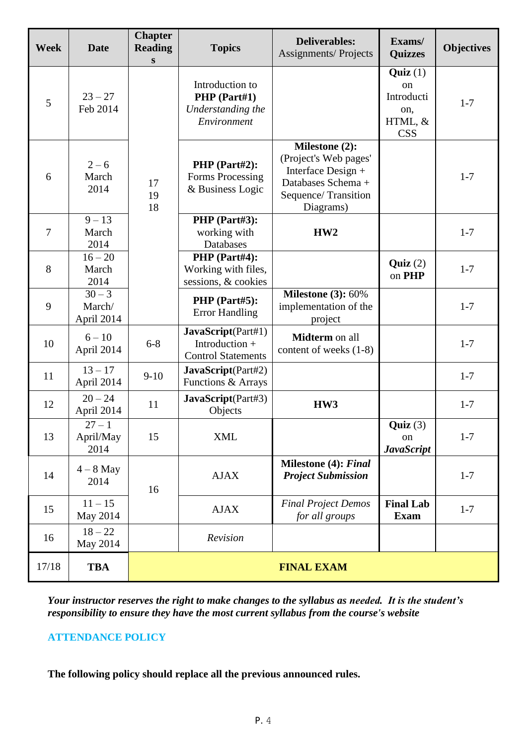| Week | Date | Chapter Readings | Topics | Deliverables: Assignments/ Projects | Exams/ Quizzes | Objectives |
|---|---|---|---|---|---|---|
| 5 | 23 – 27 Feb 2014 | 17 19 18 | Introduction to **PHP (Part#1)** *Understanding the Environment* | | **Quiz** (1) on Introduction, HTML, & CSS | 1-7 |
| 6 | 2 – 6 March 2014 | | **PHP (Part#2):** Forms Processing & Business Logic | **Milestone (2):** (Project's Web pages' Interface Design + Databases Schema + Sequence/ Transition Diagrams) | | 1-7 |
| 7 | 9 – 13 March 2014 | | **PHP (Part#3):** working with Databases | **HW2** | | 1-7 |
| 8 | 16 – 20 March 2014 | | **PHP (Part#4):** Working with files, sessions, & cookies | | **Quiz** (2) on **PHP** | 1-7 |
| 9 | 30 – 3 March/ April 2014 | | **PHP (Part#5):** Error Handling | **Milestone (3):** 60% implementation of the project | | 1-7 |
| 10 | 6 – 10 April 2014 | 6-8 | **JavaScript**(Part#1) Introduction + Control Statements | **Midterm** on all content of weeks (1-8) | | 1-7 |
| 11 | 13 – 17 April 2014 | 9-10 | **JavaScript**(Part#2) Functions & Arrays | | | 1-7 |
| 12 | 20 – 24 April 2014 | 11 | **JavaScript**(Part#3) Objects | **HW3** | | 1-7 |
| 13 | 27 – 1 April/May 2014 | 15 | XML | | **Quiz** (3) on ***JavaScript*** | 1-7 |
| 14 | 4 – 8 May 2014 | 16 | AJAX | **Milestone (4):** ***Final Project Submission*** | | 1-7 |
| 15 | 11 – 15 May 2014 | | AJAX | *Final Project Demos for all groups* | **Final Lab Exam** | 1-7 |
| 16 | 18 – 22 May 2014 | | *Revision* | | | |
| 17/18 | **TBA** | **FINAL EXAM** | | | | |

***Your instructor reserves the right to make changes to the syllabus as needed. It is the student's responsibility to ensure they have the most current syllabus from the course's website***

## ATTENDANCE POLICY

**The following policy should replace all the previous announced rules.**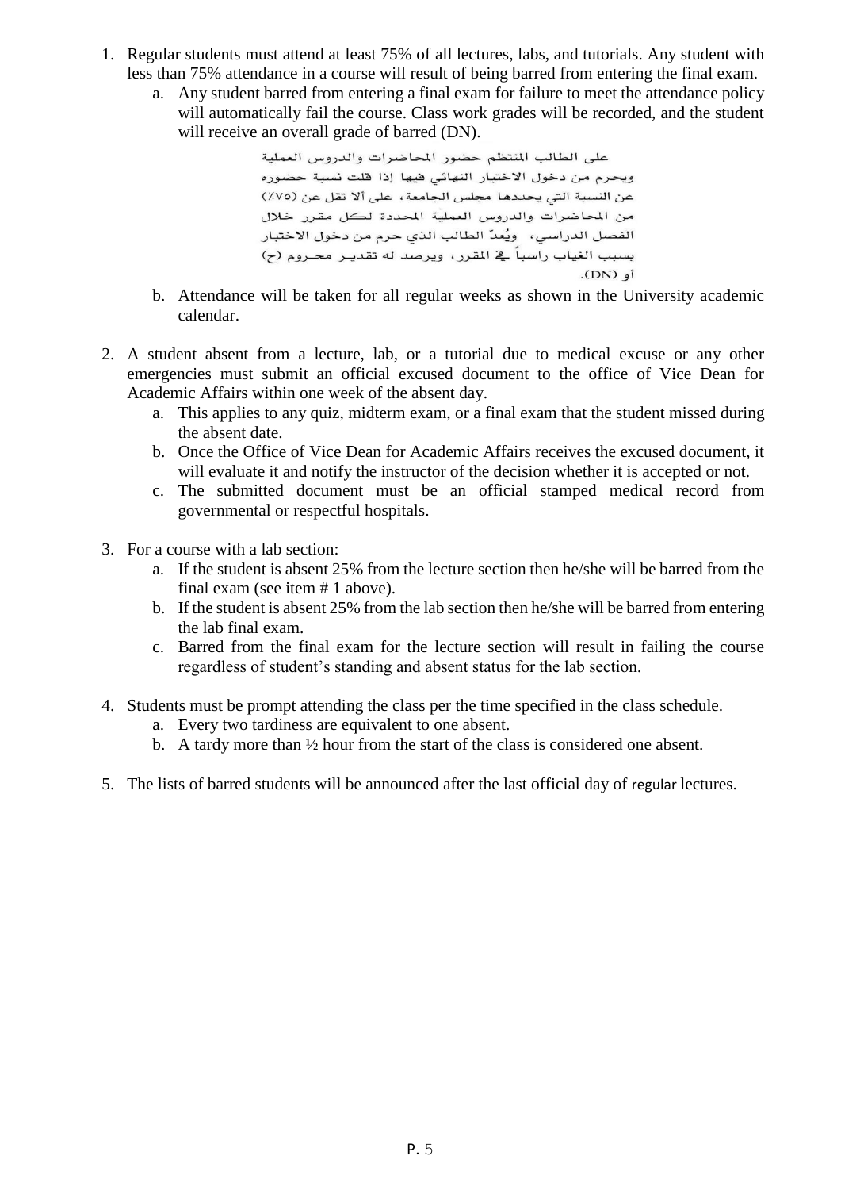1. Regular students must attend at least 75% of all lectures, labs, and tutorials. Any student with less than 75% attendance in a course will result of being barred from entering the final exam.
   a. Any student barred from entering a final exam for failure to meet the attendance policy will automatically fail the course. Class work grades will be recorded, and the student will receive an overall grade of barred (DN).

      على الطالب المنتظم حضور المحاضرات والدروس العملية ويحرم من دخول الاختبار النهائي فيها إذا قلت نسبة حضوره عن النسبة التي يحددها مجلس الجامعة، على ألا تقل عن (٧٥٪) من المحاضرات والدروس العملية المحددة لكل مقرر خلال الفصل الدراسي، ويُعدّ الطالب الذي حرم من دخول الاختبار بسبب الغياب راسباً في المقرر، ويرصد له تقدير محروم (ح) أو (DN).

   b. Attendance will be taken for all regular weeks as shown in the University academic calendar.

2. A student absent from a lecture, lab, or a tutorial due to medical excuse or any other emergencies must submit an official excused document to the office of Vice Dean for Academic Affairs within one week of the absent day.
   a. This applies to any quiz, midterm exam, or a final exam that the student missed during the absent date.
   b. Once the Office of Vice Dean for Academic Affairs receives the excused document, it will evaluate it and notify the instructor of the decision whether it is accepted or not.
   c. The submitted document must be an official stamped medical record from governmental or respectful hospitals.

3. For a course with a lab section:
   a. If the student is absent 25% from the lecture section then he/she will be barred from the final exam (see item # 1 above).
   b. If the student is absent 25% from the lab section then he/she will be barred from entering the lab final exam.
   c. Barred from the final exam for the lecture section will result in failing the course regardless of student's standing and absent status for the lab section.

4. Students must be prompt attending the class per the time specified in the class schedule.
   a. Every two tardiness are equivalent to one absent.
   b. A tardy more than ½ hour from the start of the class is considered one absent.

5. The lists of barred students will be announced after the last official day of regular lectures.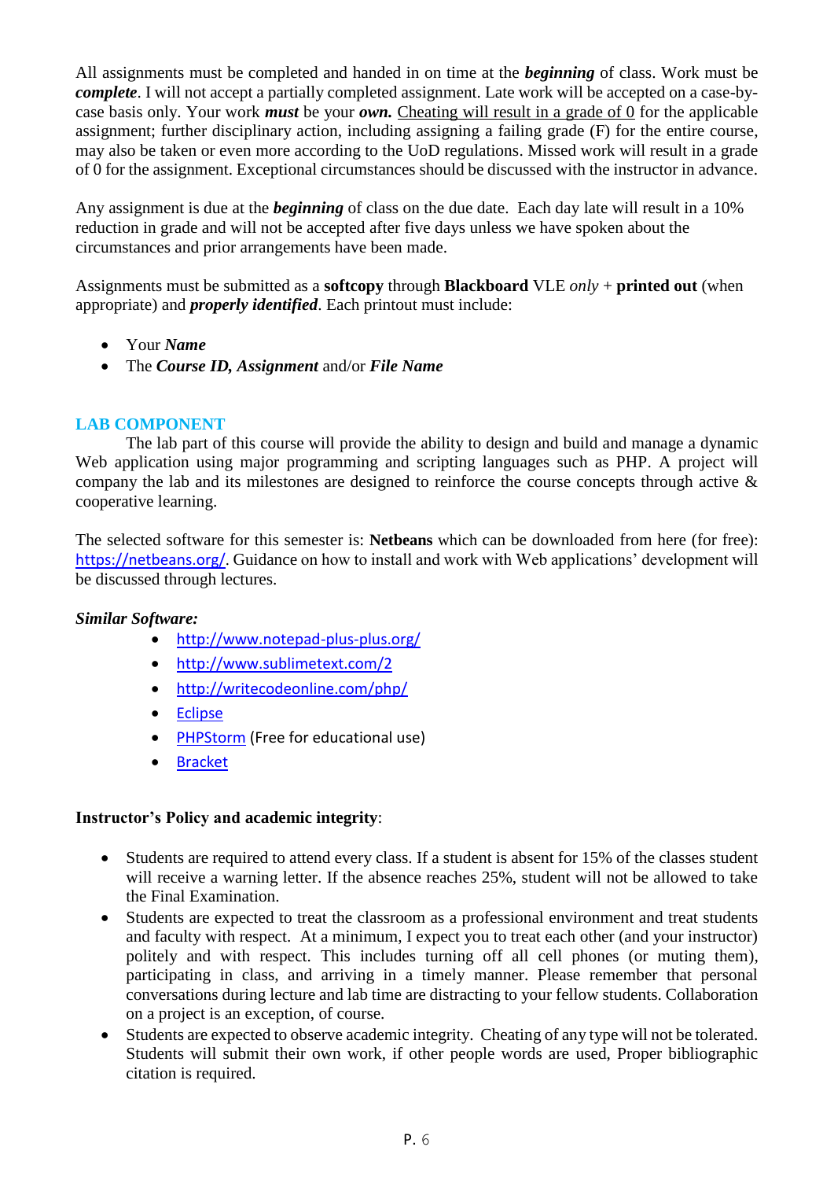All assignments must be completed and handed in on time at the ***beginning*** of class. Work must be ***complete***. I will not accept a partially completed assignment. Late work will be accepted on a case-by-case basis only. Your work ***must*** be your ***own.*** Cheating will result in a grade of 0 for the applicable assignment; further disciplinary action, including assigning a failing grade (F) for the entire course, may also be taken or even more according to the UoD regulations. Missed work will result in a grade of 0 for the assignment. Exceptional circumstances should be discussed with the instructor in advance.

Any assignment is due at the ***beginning*** of class on the due date. Each day late will result in a 10% reduction in grade and will not be accepted after five days unless we have spoken about the circumstances and prior arrangements have been made.

Assignments must be submitted as a **softcopy** through **Blackboard** VLE *only* + **printed out** (when appropriate) and ***properly identified***. Each printout must include:

- Your ***Name***
- The ***Course ID, Assignment*** and/or ***File Name***

## LAB COMPONENT

The lab part of this course will provide the ability to design and build and manage a dynamic Web application using major programming and scripting languages such as PHP. A project will company the lab and its milestones are designed to reinforce the course concepts through active & cooperative learning.

The selected software for this semester is: **Netbeans** which can be downloaded from here (for free): https://netbeans.org/. Guidance on how to install and work with Web applications' development will be discussed through lectures.

***Similar Software:***

- http://www.notepad-plus-plus.org/
- http://www.sublimetext.com/2
- http://writecodeonline.com/php/
- Eclipse
- PHPStorm (Free for educational use)
- Bracket

**Instructor's Policy and academic integrity**:

- Students are required to attend every class. If a student is absent for 15% of the classes student will receive a warning letter. If the absence reaches 25%, student will not be allowed to take the Final Examination.
- Students are expected to treat the classroom as a professional environment and treat students and faculty with respect. At a minimum, I expect you to treat each other (and your instructor) politely and with respect. This includes turning off all cell phones (or muting them), participating in class, and arriving in a timely manner. Please remember that personal conversations during lecture and lab time are distracting to your fellow students. Collaboration on a project is an exception, of course.
- Students are expected to observe academic integrity. Cheating of any type will not be tolerated. Students will submit their own work, if other people words are used, Proper bibliographic citation is required.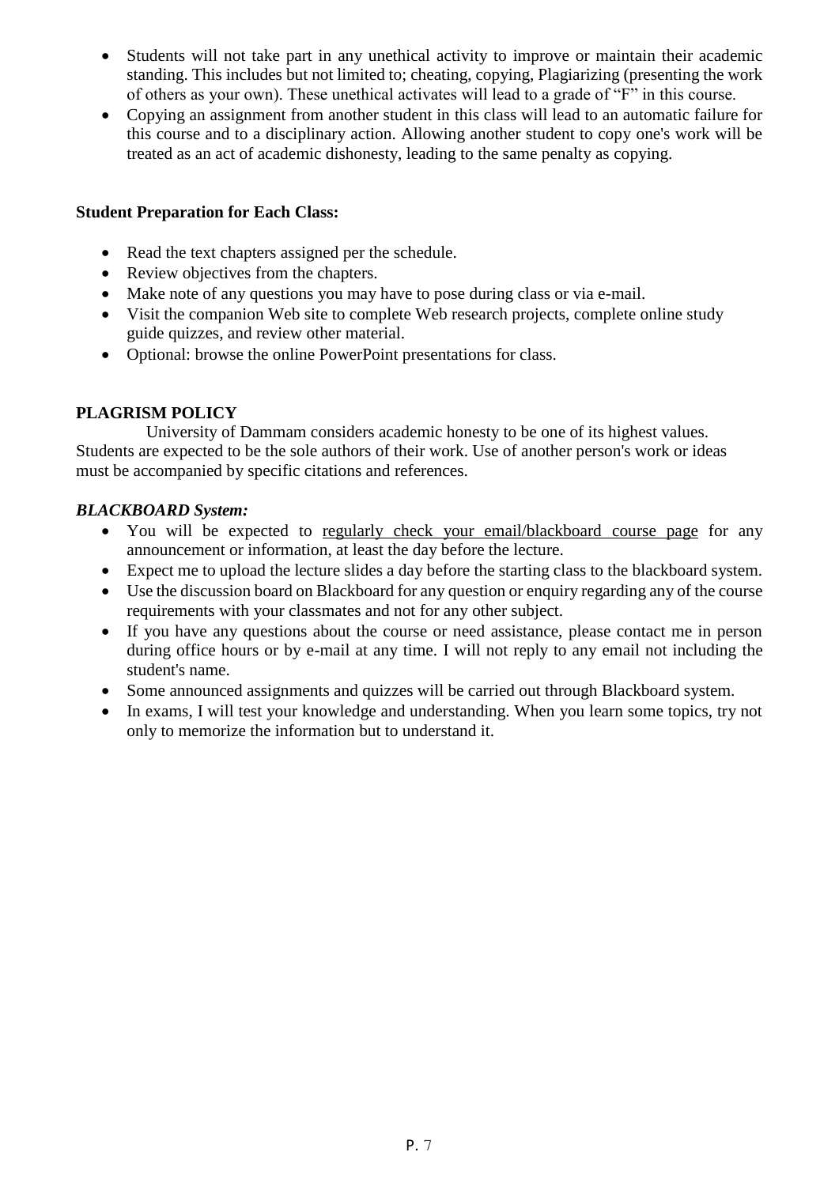- Students will not take part in any unethical activity to improve or maintain their academic standing. This includes but not limited to; cheating, copying, Plagiarizing (presenting the work of others as your own). These unethical activates will lead to a grade of "F" in this course.
- Copying an assignment from another student in this class will lead to an automatic failure for this course and to a disciplinary action. Allowing another student to copy one's work will be treated as an act of academic dishonesty, leading to the same penalty as copying.

**Student Preparation for Each Class:**

- Read the text chapters assigned per the schedule.
- Review objectives from the chapters.
- Make note of any questions you may have to pose during class or via e-mail.
- Visit the companion Web site to complete Web research projects, complete online study guide quizzes, and review other material.
- Optional: browse the online PowerPoint presentations for class.

**PLAGRISM POLICY**

University of Dammam considers academic honesty to be one of its highest values. Students are expected to be the sole authors of their work. Use of another person's work or ideas must be accompanied by specific citations and references.

***BLACKBOARD System:***

- You will be expected to <u>regularly check your email/blackboard course page</u> for any announcement or information, at least the day before the lecture.
- Expect me to upload the lecture slides a day before the starting class to the blackboard system.
- Use the discussion board on Blackboard for any question or enquiry regarding any of the course requirements with your classmates and not for any other subject.
- If you have any questions about the course or need assistance, please contact me in person during office hours or by e-mail at any time. I will not reply to any email not including the student's name.
- Some announced assignments and quizzes will be carried out through Blackboard system.
- In exams, I will test your knowledge and understanding. When you learn some topics, try not only to memorize the information but to understand it.